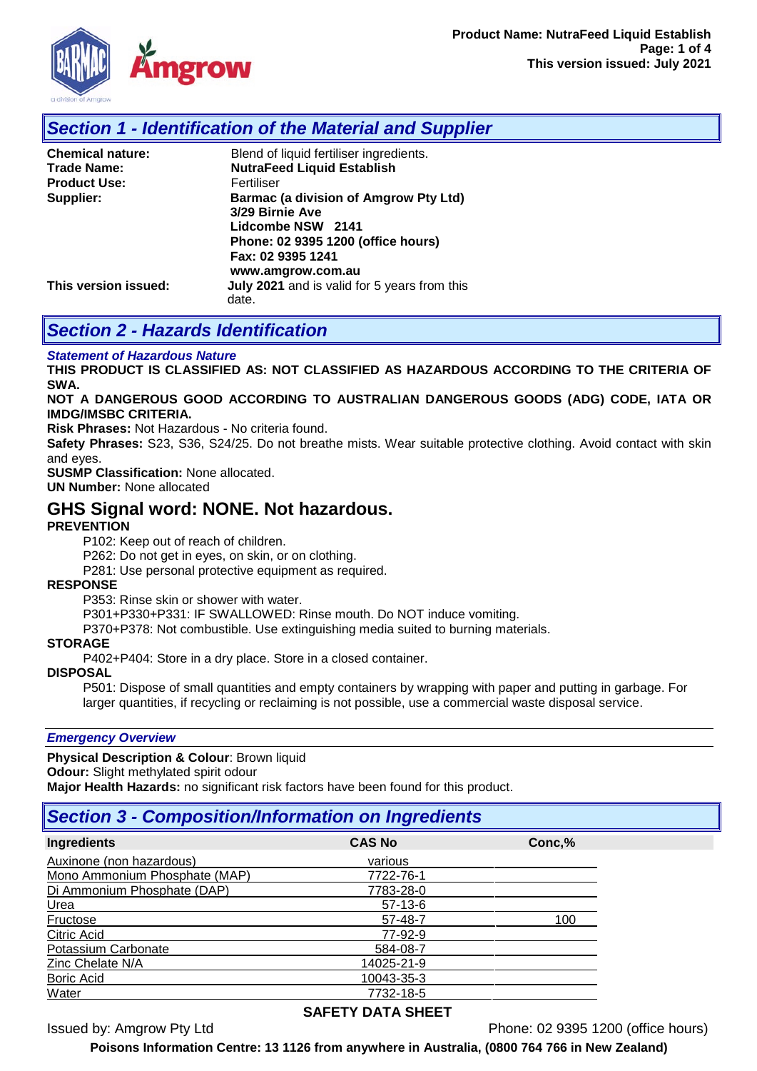## Section 1 - Identification of the Material and Supplier

**Chemical nature:** Blend of liquid fertiliser ingredients.
**Trade Name:** **NutraFeed Liquid Establish**
**Product Use:** Fertiliser
**Supplier:** **Barmac (a division of Amgrow Pty Ltd)**
**3/29 Birnie Ave**
**Lidcombe NSW 2141**
**Phone: 02 9395 1200 (office hours)**
**Fax: 02 9395 1241**
**www.amgrow.com.au**
**This version issued:** **July 2021** and is valid for 5 years from this date.

## Section 2 - Hazards Identification

***Statement of Hazardous Nature***

**THIS PRODUCT IS CLASSIFIED AS: NOT CLASSIFIED AS HAZARDOUS ACCORDING TO THE CRITERIA OF SWA.**

**NOT A DANGEROUS GOOD ACCORDING TO AUSTRALIAN DANGEROUS GOODS (ADG) CODE, IATA OR IMDG/IMSBC CRITERIA.**

**Risk Phrases:** Not Hazardous - No criteria found.

**Safety Phrases:** S23, S36, S24/25. Do not breathe mists. Wear suitable protective clothing. Avoid contact with skin and eyes.

**SUSMP Classification:** None allocated.

**UN Number:** None allocated

### GHS Signal word: NONE. Not hazardous.

**PREVENTION**

P102: Keep out of reach of children.
P262: Do not get in eyes, on skin, or on clothing.
P281: Use personal protective equipment as required.

**RESPONSE**

P353: Rinse skin or shower with water.
P301+P330+P331: IF SWALLOWED: Rinse mouth. Do NOT induce vomiting.
P370+P378: Not combustible. Use extinguishing media suited to burning materials.

**STORAGE**

P402+P404: Store in a dry place. Store in a closed container.

**DISPOSAL**

P501: Dispose of small quantities and empty containers by wrapping with paper and putting in garbage. For larger quantities, if recycling or reclaiming is not possible, use a commercial waste disposal service.

***Emergency Overview***

**Physical Description & Colour**: Brown liquid
**Odour:** Slight methylated spirit odour
**Major Health Hazards:** no significant risk factors have been found for this product.

## Section 3 - Composition/Information on Ingredients

| Ingredients | CAS No | Conc,% |
|---|---|---|
| Auxinone (non hazardous) | various | |
| Mono Ammonium Phosphate (MAP) | 7722-76-1 | |
| Di Ammonium Phosphate (DAP) | 7783-28-0 | |
| Urea | 57-13-6 | |
| Fructose | 57-48-7 | 100 |
| Citric Acid | 77-92-9 | |
| Potassium Carbonate | 584-08-7 | |
| Zinc Chelate N/A | 14025-21-9 | |
| Boric Acid | 10043-35-3 | |
| Water | 7732-18-5 | |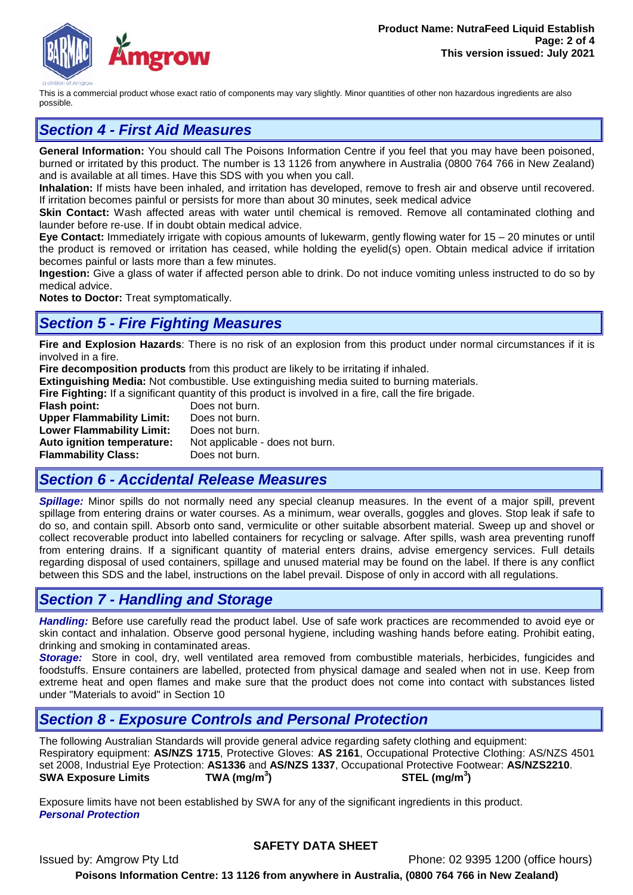This is a commercial product whose exact ratio of components may vary slightly. Minor quantities of other non hazardous ingredients are also possible.

## *Section 4 - First Aid Measures*

**General Information:** You should call The Poisons Information Centre if you feel that you may have been poisoned, burned or irritated by this product. The number is 13 1126 from anywhere in Australia (0800 764 766 in New Zealand) and is available at all times. Have this SDS with you when you call.
**Inhalation:** If mists have been inhaled, and irritation has developed, remove to fresh air and observe until recovered. If irritation becomes painful or persists for more than about 30 minutes, seek medical advice
**Skin Contact:** Wash affected areas with water until chemical is removed. Remove all contaminated clothing and launder before re-use. If in doubt obtain medical advice.
**Eye Contact:** Immediately irrigate with copious amounts of lukewarm, gently flowing water for 15 – 20 minutes or until the product is removed or irritation has ceased, while holding the eyelid(s) open. Obtain medical advice if irritation becomes painful or lasts more than a few minutes.
**Ingestion:** Give a glass of water if affected person able to drink. Do not induce vomiting unless instructed to do so by medical advice.
**Notes to Doctor:** Treat symptomatically.

## *Section 5 - Fire Fighting Measures*

**Fire and Explosion Hazards**: There is no risk of an explosion from this product under normal circumstances if it is involved in a fire.
**Fire decomposition products** from this product are likely to be irritating if inhaled.
**Extinguishing Media:** Not combustible. Use extinguishing media suited to burning materials.
**Fire Fighting:** If a significant quantity of this product is involved in a fire, call the fire brigade.

| | |
|---|---|
| **Flash point:** | Does not burn. |
| **Upper Flammability Limit:** | Does not burn. |
| **Lower Flammability Limit:** | Does not burn. |
| **Auto ignition temperature:** | Not applicable - does not burn. |
| **Flammability Class:** | Does not burn. |

## *Section 6 - Accidental Release Measures*

***Spillage:*** Minor spills do not normally need any special cleanup measures. In the event of a major spill, prevent spillage from entering drains or water courses. As a minimum, wear overalls, goggles and gloves. Stop leak if safe to do so, and contain spill. Absorb onto sand, vermiculite or other suitable absorbent material. Sweep up and shovel or collect recoverable product into labelled containers for recycling or salvage. After spills, wash area preventing runoff from entering drains. If a significant quantity of material enters drains, advise emergency services. Full details regarding disposal of used containers, spillage and unused material may be found on the label. If there is any conflict between this SDS and the label, instructions on the label prevail. Dispose of only in accord with all regulations.

## *Section 7 - Handling and Storage*

***Handling:*** Before use carefully read the product label. Use of safe work practices are recommended to avoid eye or skin contact and inhalation. Observe good personal hygiene, including washing hands before eating. Prohibit eating, drinking and smoking in contaminated areas.
***Storage:*** Store in cool, dry, well ventilated area removed from combustible materials, herbicides, fungicides and foodstuffs. Ensure containers are labelled, protected from physical damage and sealed when not in use. Keep from extreme heat and open flames and make sure that the product does not come into contact with substances listed under "Materials to avoid" in Section 10

## *Section 8 - Exposure Controls and Personal Protection*

The following Australian Standards will provide general advice regarding safety clothing and equipment:
Respiratory equipment: **AS/NZS 1715**, Protective Gloves: **AS 2161**, Occupational Protective Clothing: AS/NZS 4501 set 2008, Industrial Eye Protection: **AS1336** and **AS/NZS 1337**, Occupational Protective Footwear: **AS/NZS2210**.

| **SWA Exposure Limits** | **TWA (mg/m$^3$)** | **STEL (mg/m$^3$)** |
|---|---|---|

Exposure limits have not been established by SWA for any of the significant ingredients in this product.

***Personal Protection***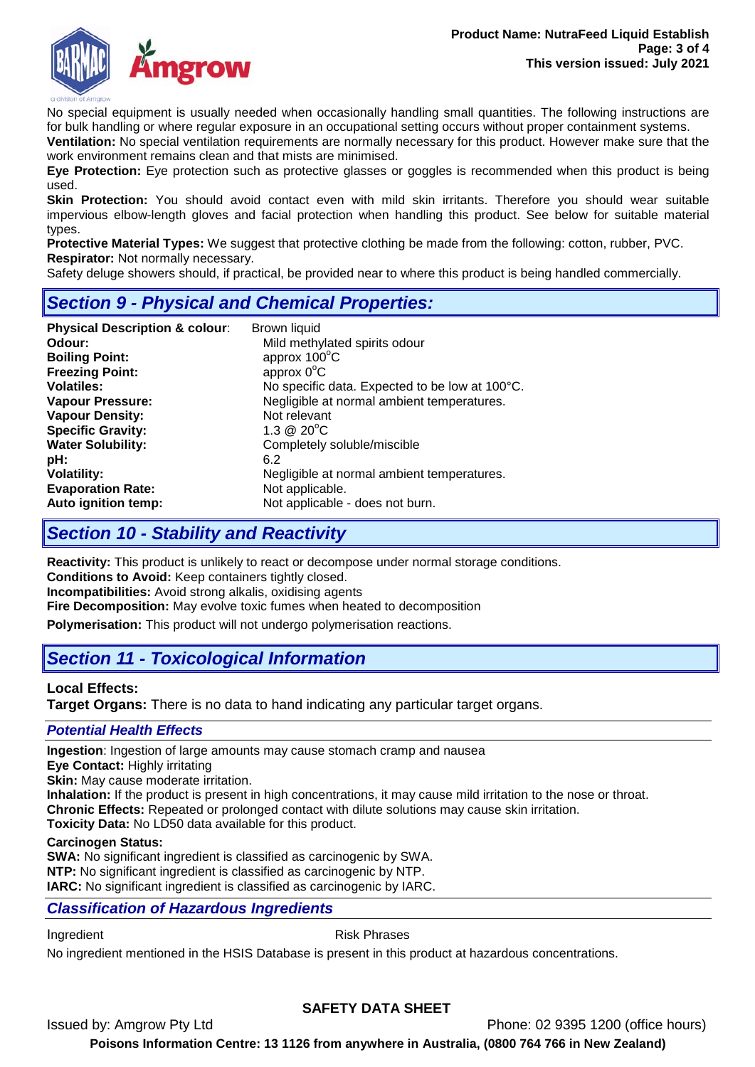No special equipment is usually needed when occasionally handling small quantities. The following instructions are for bulk handling or where regular exposure in an occupational setting occurs without proper containment systems.

**Ventilation:** No special ventilation requirements are normally necessary for this product. However make sure that the work environment remains clean and that mists are minimised.

**Eye Protection:** Eye protection such as protective glasses or goggles is recommended when this product is being used.

**Skin Protection:** You should avoid contact even with mild skin irritants. Therefore you should wear suitable impervious elbow-length gloves and facial protection when handling this product. See below for suitable material types.

**Protective Material Types:** We suggest that protective clothing be made from the following: cotton, rubber, PVC.

**Respirator:** Not normally necessary.

Safety deluge showers should, if practical, be provided near to where this product is being handled commercially.

## Section 9 - Physical and Chemical Properties:

| | |
|---|---|
| **Physical Description & colour**: | Brown liquid |
| **Odour:** | Mild methylated spirits odour |
| **Boiling Point:** | approx 100°C |
| **Freezing Point:** | approx 0°C |
| **Volatiles:** | No specific data. Expected to be low at 100°C. |
| **Vapour Pressure:** | Negligible at normal ambient temperatures. |
| **Vapour Density:** | Not relevant |
| **Specific Gravity:** | 1.3 @ 20°C |
| **Water Solubility:** | Completely soluble/miscible |
| **pH:** | 6.2 |
| **Volatility:** | Negligible at normal ambient temperatures. |
| **Evaporation Rate:** | Not applicable. |
| **Auto ignition temp:** | Not applicable - does not burn. |

## Section 10 - Stability and Reactivity

**Reactivity:** This product is unlikely to react or decompose under normal storage conditions.

**Conditions to Avoid:** Keep containers tightly closed.

**Incompatibilities:** Avoid strong alkalis, oxidising agents

**Fire Decomposition:** May evolve toxic fumes when heated to decomposition

**Polymerisation:** This product will not undergo polymerisation reactions.

## Section 11 - Toxicological Information

**Local Effects:**

**Target Organs:** There is no data to hand indicating any particular target organs.

### Potential Health Effects

**Ingestion**: Ingestion of large amounts may cause stomach cramp and nausea

**Eye Contact:** Highly irritating

**Skin:** May cause moderate irritation.

**Inhalation:** If the product is present in high concentrations, it may cause mild irritation to the nose or throat.

**Chronic Effects:** Repeated or prolonged contact with dilute solutions may cause skin irritation.

**Toxicity Data:** No LD50 data available for this product.

**Carcinogen Status:**

**SWA:** No significant ingredient is classified as carcinogenic by SWA.

**NTP:** No significant ingredient is classified as carcinogenic by NTP.

**IARC:** No significant ingredient is classified as carcinogenic by IARC.

### Classification of Hazardous Ingredients

| Ingredient | Risk Phrases |
|---|---|

No ingredient mentioned in the HSIS Database is present in this product at hazardous concentrations.

**SAFETY DATA SHEET**

Issued by: Amgrow Pty Ltd Phone: 02 9395 1200 (office hours)

**Poisons Information Centre: 13 1126 from anywhere in Australia, (0800 764 766 in New Zealand)**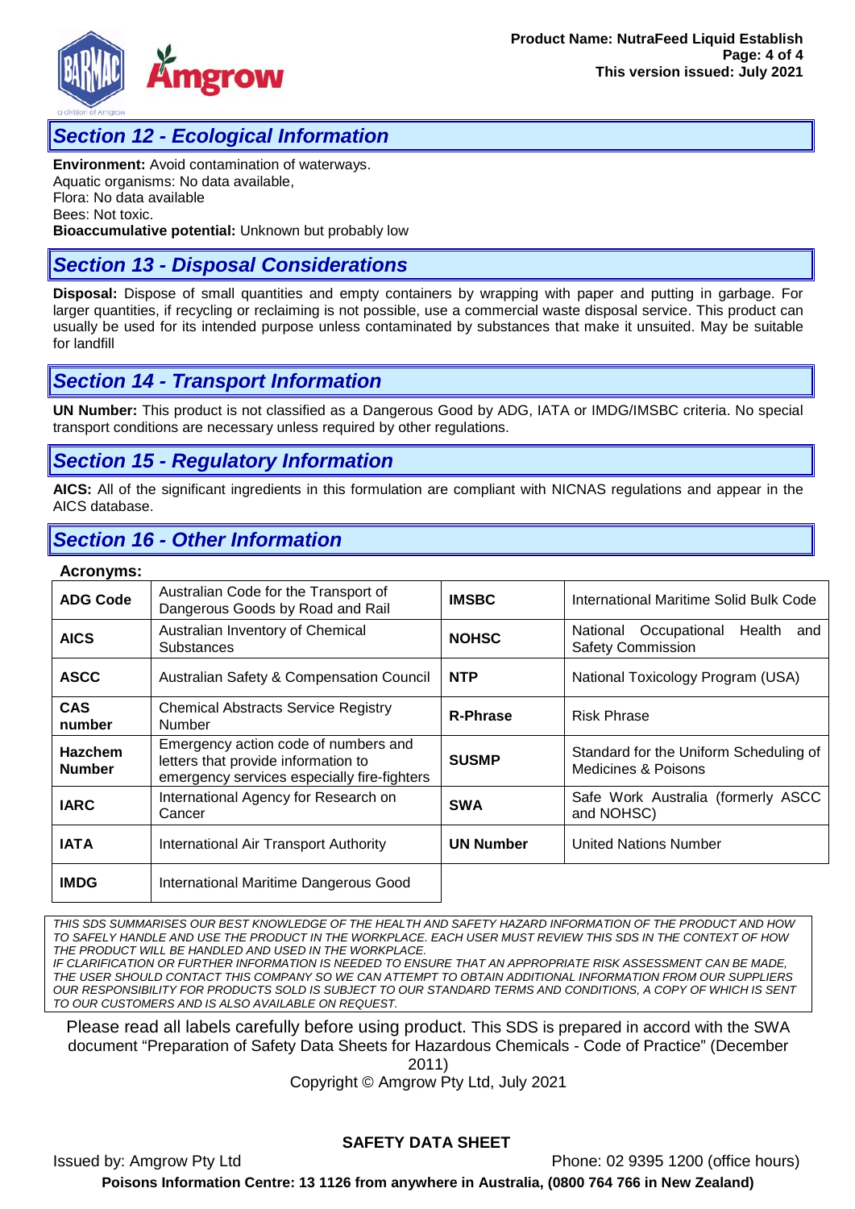## Section 12 - Ecological Information

**Environment:** Avoid contamination of waterways.
Aquatic organisms: No data available,
Flora: No data available
Bees: Not toxic.
**Bioaccumulative potential:** Unknown but probably low

## Section 13 - Disposal Considerations

**Disposal:** Dispose of small quantities and empty containers by wrapping with paper and putting in garbage. For larger quantities, if recycling or reclaiming is not possible, use a commercial waste disposal service. This product can usually be used for its intended purpose unless contaminated by substances that make it unsuited. May be suitable for landfill

## Section 14 - Transport Information

**UN Number:** This product is not classified as a Dangerous Good by ADG, IATA or IMDG/IMSBC criteria. No special transport conditions are necessary unless required by other regulations.

## Section 15 - Regulatory Information

**AICS:** All of the significant ingredients in this formulation are compliant with NICNAS regulations and appear in the AICS database.

## Section 16 - Other Information

**Acronyms:**

| | | | |
|---|---|---|---|
| **ADG Code** | Australian Code for the Transport of Dangerous Goods by Road and Rail | **IMSBC** | International Maritime Solid Bulk Code |
| **AICS** | Australian Inventory of Chemical Substances | **NOHSC** | National Occupational Health and Safety Commission |
| **ASCC** | Australian Safety & Compensation Council | **NTP** | National Toxicology Program (USA) |
| **CAS number** | Chemical Abstracts Service Registry Number | **R-Phrase** | Risk Phrase |
| **Hazchem Number** | Emergency action code of numbers and letters that provide information to emergency services especially fire-fighters | **SUSMP** | Standard for the Uniform Scheduling of Medicines & Poisons |
| **IARC** | International Agency for Research on Cancer | **SWA** | Safe Work Australia (formerly ASCC and NOHSC) |
| **IATA** | International Air Transport Authority | **UN Number** | United Nations Number |
| **IMDG** | International Maritime Dangerous Good | | |

*THIS SDS SUMMARISES OUR BEST KNOWLEDGE OF THE HEALTH AND SAFETY HAZARD INFORMATION OF THE PRODUCT AND HOW TO SAFELY HANDLE AND USE THE PRODUCT IN THE WORKPLACE. EACH USER MUST REVIEW THIS SDS IN THE CONTEXT OF HOW THE PRODUCT WILL BE HANDLED AND USED IN THE WORKPLACE.*
*IF CLARIFICATION OR FURTHER INFORMATION IS NEEDED TO ENSURE THAT AN APPROPRIATE RISK ASSESSMENT CAN BE MADE, THE USER SHOULD CONTACT THIS COMPANY SO WE CAN ATTEMPT TO OBTAIN ADDITIONAL INFORMATION FROM OUR SUPPLIERS OUR RESPONSIBILITY FOR PRODUCTS SOLD IS SUBJECT TO OUR STANDARD TERMS AND CONDITIONS, A COPY OF WHICH IS SENT TO OUR CUSTOMERS AND IS ALSO AVAILABLE ON REQUEST.*

Please read all labels carefully before using product. This SDS is prepared in accord with the SWA document "Preparation of Safety Data Sheets for Hazardous Chemicals - Code of Practice" (December 2011)

Copyright © Amgrow Pty Ltd, July 2021